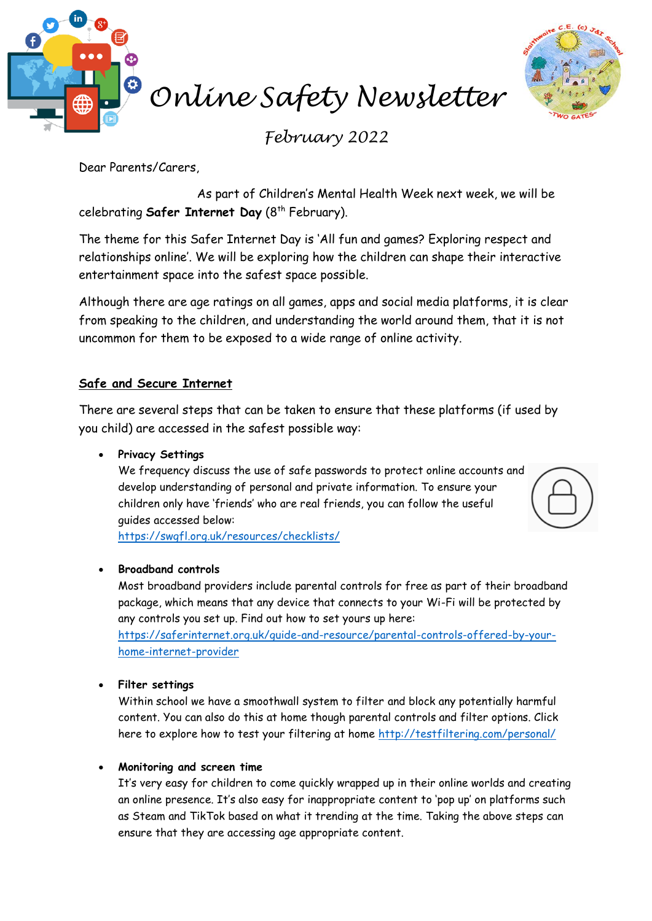# Online Safety Newsletter

*February 2022*

Dear Parents/Carers,

As part of Children's Mental Health Week next week, we will be celebrating **Safer Internet Day** (8th February).

The theme for this Safer Internet Day is 'All fun and games? Exploring respect and relationships online'. We will be exploring how the children can shape their interactive entertainment space into the safest space possible.

Although there are age ratings on all games, apps and social media platforms, it is clear from speaking to the children, and understanding the world around them, that it is not uncommon for them to be exposed to a wide range of online activity.

## Safe and Secure Internet

There are several steps that can be taken to ensure that these platforms (if used by you child) are accessed in the safest possible way:

- **Privacy Settings**
  We frequency discuss the use of safe passwords to protect online accounts and develop understanding of personal and private information. To ensure your children only have 'friends' who are real friends, you can follow the useful guides accessed below:
  https://swgfl.org.uk/resources/checklists/

- **Broadband controls**
  Most broadband providers include parental controls for free as part of their broadband package, which means that any device that connects to your Wi-Fi will be protected by any controls you set up. Find out how to set yours up here:
  https://saferinternet.org.uk/guide-and-resource/parental-controls-offered-by-your-home-internet-provider

- **Filter settings**
  Within school we have a smoothwall system to filter and block any potentially harmful content. You can also do this at home though parental controls and filter options. Click here to explore how to test your filtering at home http://testfiltering.com/personal/

- **Monitoring and screen time**
  It's very easy for children to come quickly wrapped up in their online worlds and creating an online presence. It's also easy for inappropriate content to 'pop up' on platforms such as Steam and TikTok based on what it trending at the time. Taking the above steps can ensure that they are accessing age appropriate content.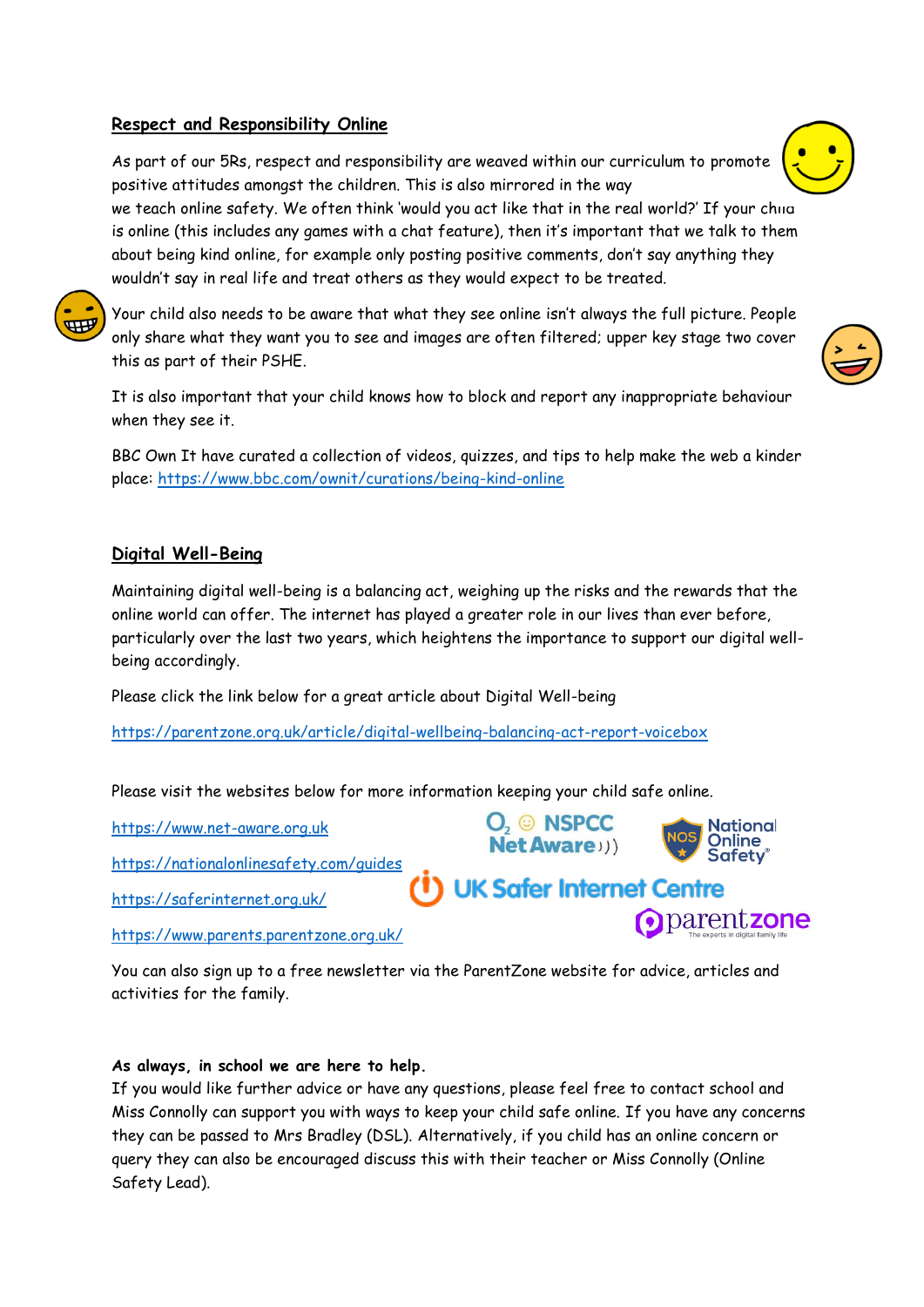## Respect and Responsibility Online

As part of our 5Rs, respect and responsibility are weaved within our curriculum to promote positive attitudes amongst the children. This is also mirrored in the way we teach online safety. We often think 'would you act like that in the real world?' If your child is online (this includes any games with a chat feature), then it's important that we talk to them about being kind online, for example only posting positive comments, don't say anything they wouldn't say in real life and treat others as they would expect to be treated.

Your child also needs to be aware that what they see online isn't always the full picture. People only share what they want you to see and images are often filtered; upper key stage two cover this as part of their PSHE.

It is also important that your child knows how to block and report any inappropriate behaviour when they see it.

BBC Own It have curated a collection of videos, quizzes, and tips to help make the web a kinder place: https://www.bbc.com/ownit/curations/being-kind-online

## Digital Well-Being

Maintaining digital well-being is a balancing act, weighing up the risks and the rewards that the online world can offer. The internet has played a greater role in our lives than ever before, particularly over the last two years, which heightens the importance to support our digital well-being accordingly.

Please click the link below for a great article about Digital Well-being

https://parentzone.org.uk/article/digital-wellbeing-balancing-act-report-voicebox

Please visit the websites below for more information keeping your child safe online.

https://www.net-aware.org.uk

https://nationalonlinesafety.com/guides

https://saferinternet.org.uk/

https://www.parents.parentzone.org.uk/

O2 NSPCC Net Aware

National Online Safety

UK Safer Internet Centre

parentzone The experts in digital family life

You can also sign up to a free newsletter via the ParentZone website for advice, articles and activities for the family.

**As always, in school we are here to help.**
If you would like further advice or have any questions, please feel free to contact school and Miss Connolly can support you with ways to keep your child safe online. If you have any concerns they can be passed to Mrs Bradley (DSL). Alternatively, if you child has an online concern or query they can also be encouraged discuss this with their teacher or Miss Connolly (Online Safety Lead).